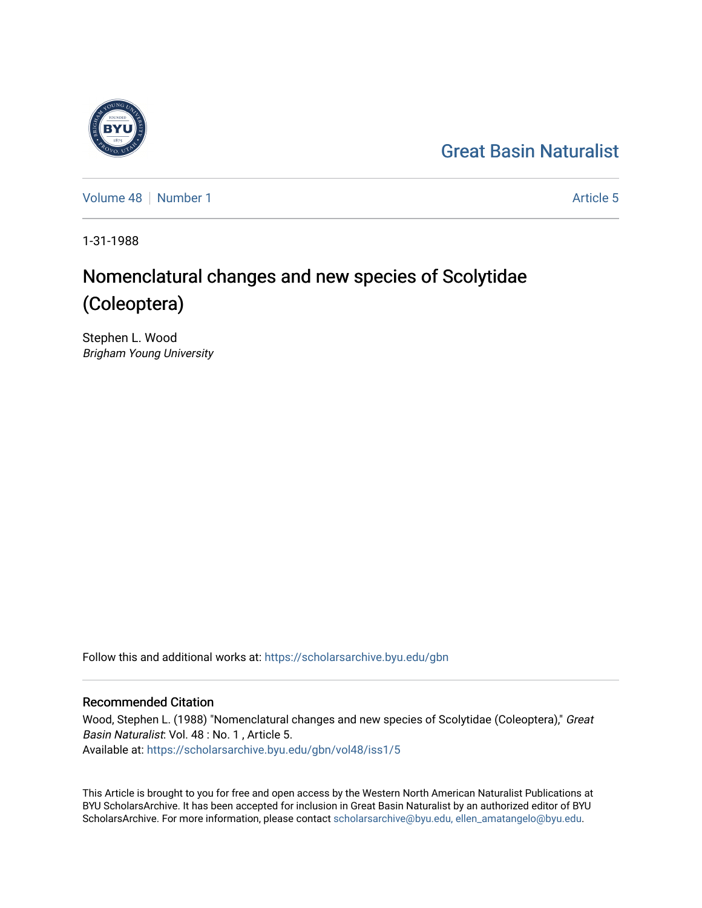Great Basin Naturalist

Volume 48 | Number 1 | Article 5

1-31-1988

# Nomenclatural changes and new species of Scolytidae (Coleoptera)

Stephen L. Wood
*Brigham Young University*

Follow this and additional works at: https://scholarsarchive.byu.edu/gbn

## Recommended Citation

Wood, Stephen L. (1988) "Nomenclatural changes and new species of Scolytidae (Coleoptera)," *Great Basin Naturalist*: Vol. 48 : No. 1 , Article 5.
Available at: https://scholarsarchive.byu.edu/gbn/vol48/iss1/5

This Article is brought to you for free and open access by the Western North American Naturalist Publications at BYU ScholarsArchive. It has been accepted for inclusion in Great Basin Naturalist by an authorized editor of BYU ScholarsArchive. For more information, please contact scholarsarchive@byu.edu, ellen_amatangelo@byu.edu.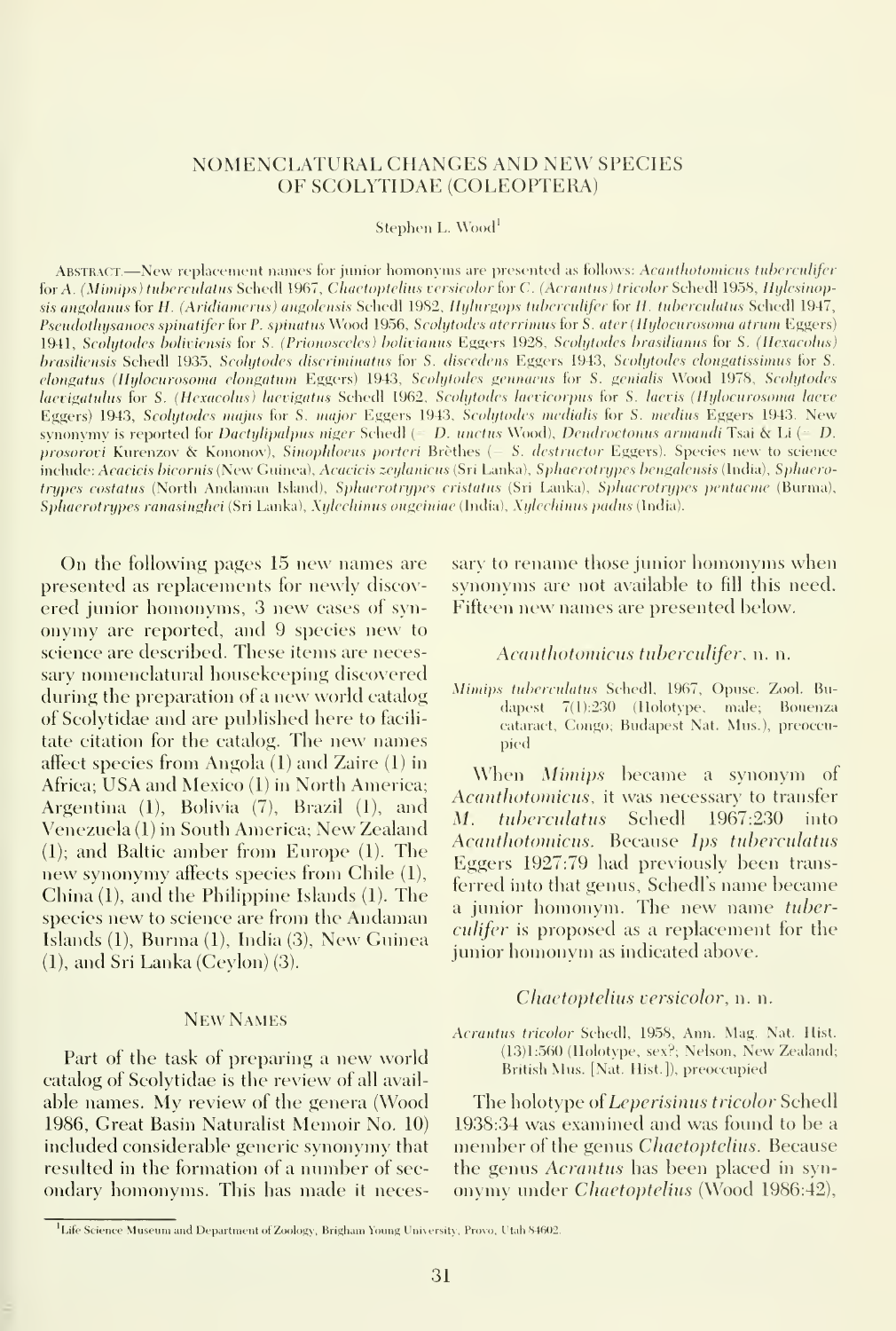# NOMENCLATURAL CHANGES AND NEW SPECIES OF SCOLYTIDAE (COLEOPTERA)

Stephen L. Wood[1]

ABSTRACT.—New replacement names for junior homonyms are presented as follows: *Acanthotomicus tuberculifer* for *A. (Mimips) tuberculatus* Schedl 1967, *Chaetoptelius versicolor* for *C. (Acrantus) tricolor* Schedl 1958, *Hylesinopsis angolanus* for *H. (Aridiamerus) angolensis* Schedl 1982, *Hylurgops tuberculifer* for *H. tuberculatus* Schedl 1947, *Pseudothysanoes spinatifer* for *P. spinatus* Wood 1956, *Scolytodes aterrimus* for *S. ater* (*Hylocurosoma atrum* Eggers) 1941, *Scolytodes boliviensis* for *S. (Prionosceles) bolivianus* Eggers 1928, *Scolytodes brasilianus* for *S. (Hexacolus) brasiliensis* Schedl 1935, *Scolytodes discriminatus* for *S. discedens* Eggers 1943, *Scolytodes elongatissimus* for *S. elongatus* (*Hylocurosoma elongatum* Eggers) 1943, *Scolytodes gennaeus* for *S. genialis* Wood 1978, *Scolytodes laevigatulus* for *S. (Hexacolus) laevigatus* Schedl 1962, *Scolytodes laevicorpus* for *S. laevis* (*Hylocurosoma laeve* Eggers) 1943, *Scolytodes majus* for *S. major* Eggers 1943, *Scolytodes medialis* for *S. medius* Eggers 1943. New synonymy is reported for *Dactylipalpus niger* Schedl (= *D. unctus* Wood), *Dendroctonus armandi* Tsai & Li (= *D. prosorovi* Kurenzov & Kononov), *Sinophloeus porteri* Brèthes (= *S. destructor* Eggers). Species new to science include: *Acacicis bicornis* (New Guinea), *Acacicis zeylanicus* (Sri Lanka), *Sphaerotrypes bengalensis* (India), *Sphaerotrypes costatus* (North Andaman Island), *Sphaerotrypes cristatus* (Sri Lanka), *Sphaerotrypes pentacme* (Burma), *Sphaerotrypes ranasinghei* (Sri Lanka), *Xylechinus ougeiniae* (India), *Xylechinus padus* (India).

On the following pages 15 new names are presented as replacements for newly discovered junior homonyms, 3 new cases of synonymy are reported, and 9 species new to science are described. These items are necessary nomenclatural housekeeping discovered during the preparation of a new world catalog of Scolytidae and are published here to facilitate citation for the catalog. The new names affect species from Angola (1) and Zaire (1) in Africa; USA and Mexico (1) in North America; Argentina (1), Bolivia (7), Brazil (1), and Venezuela (1) in South America; New Zealand (1); and Baltic amber from Europe (1). The new synonymy affects species from Chile (1), China (1), and the Philippine Islands (1). The species new to science are from the Andaman Islands (1), Burma (1), India (3), New Guinea (1), and Sri Lanka (Ceylon) (3).

## NEW NAMES

Part of the task of preparing a new world catalog of Scolytidae is the review of all available names. My review of the genera (Wood 1986, Great Basin Naturalist Memoir No. 10) included considerable generic synonymy that resulted in the formation of a number of secondary homonyms. This has made it necessary to rename those junior homonyms when synonyms are not available to fill this need. Fifteen new names are presented below.

### *Acanthotomicus tuberculifer*, n. n.

*Mimips tuberculatus* Schedl, 1967, Opusc. Zool. Budapest 7(1):230 (Holotype, male; Bouenza cataract, Congo; Budapest Nat. Mus.), preoccupied

When *Mimips* became a synonym of *Acanthotomicus*, it was necessary to transfer *M. tuberculatus* Schedl 1967:230 into *Acanthotomicus*. Because *Ips tuberculatus* Eggers 1927:79 had previously been transferred into that genus, Schedl's name became a junior homonym. The new name *tuberculifer* is proposed as a replacement for the junior homonym as indicated above.

### *Chaetoptelius versicolor*, n. n.

*Acrantus tricolor* Schedl, 1958, Ann. Mag. Nat. Hist. (13)1:560 (Holotype, sex?; Nelson, New Zealand; British Mus. [Nat. Hist.]), preoccupied

The holotype of *Leperisinus tricolor* Schedl 1938:34 was examined and was found to be a member of the genus *Chaetoptelius*. Because the genus *Acrantus* has been placed in synonymy under *Chaetoptelius* (Wood 1986:42),

[1]Life Science Museum and Department of Zoology, Brigham Young University, Provo, Utah 84602.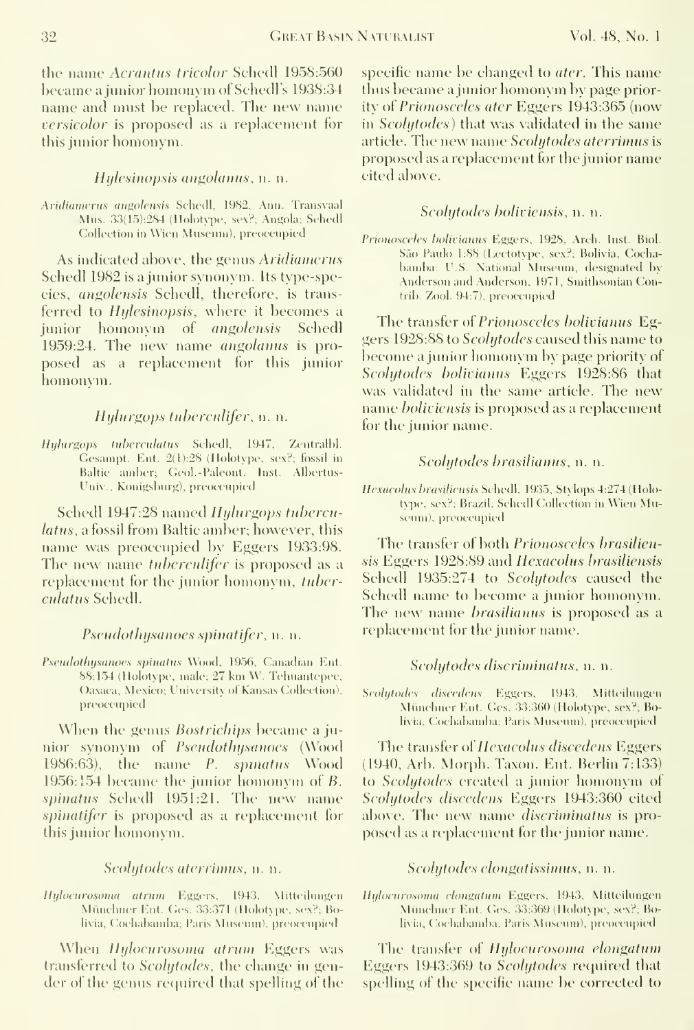the name *Acrantus tricolor* Schedl 1958:560 became a junior homonym of Schedl's 1938:34 name and must be replaced. The new name *versicolor* is proposed as a replacement for this junior homonym.

### *Hylesinopsis angolanus*, n. n.

*Aridiamerus angolensis* Schedl, 1982, Ann. Transvaal Mus. 33(15):284 (Holotype, sex?; Angola; Schedl Collection in Wien Museum), preoccupied

As indicated above, the genus *Aridiamerus* Schedl 1982 is a junior synonym. Its type-species, *angolensis* Schedl, therefore, is transferred to *Hylesinopsis*, where it becomes a junior homonym of *angolensis* Schedl 1959:24. The new name *angolanus* is proposed as a replacement for this junior homonym.

### *Hylurgops tuberculifer*, n. n.

*Hylurgops tuberculatus* Schedl, 1947, Zentralbl. Gesampt. Ent. 2(1):28 (Holotype, sex?; fossil in Baltic amber; Geol.-Paleont. Inst. Albertus-Univ., Konigsburg), preoccupied

Schedl 1947:28 named *Hylurgops tuberculatus*, a fossil from Baltic amber; however, this name was preoccupied by Eggers 1933:98. The new name *tuberculifer* is proposed as a replacement for the junior homonym, *tuberculatus* Schedl.

### *Pseudothysanoes spinatifer*, n. n.

*Pseudothysanoes spinatus* Wood, 1956, Canadian Ent. 88:154 (Holotype, male; 27 km W. Tehuantepec, Oaxaca, Mexico; University of Kansas Collection), preoccupied

When the genus *Bostrichips* became a junior synonym of *Pseudothysanoes* (Wood 1986:63), the name *P. spinatus* Wood 1956:154 became the junior homonym of *B. spinatus* Schedl 1951:21. The new name *spinatifer* is proposed as a replacement for this junior homonym.

### *Scolytodes aterrimus*, n. n.

*Hylocurosoma atrum* Eggers, 1943, Mitteilungen Münchner Ent. Ges. 33:371 (Holotype, sex?; Bolivia, Cochabamba; Paris Museum), preoccupied

When *Hylocurosoma atrum* Eggers was transferred to *Scolytodes*, the change in gender of the genus required that spelling of the specific name be changed to *ater*. This name thus became a junior homonym by page priority of *Prionosceles ater* Eggers 1943:365 (now in *Scolytodes*) that was validated in the same article. The new name *Scolytodes aterrimus* is proposed as a replacement for the junior name cited above.

### *Scolytodes boliviensis*, n. n.

*Prionosceles bolivianus* Eggers, 1928, Arch. Inst. Biol. São Paulo 1:88 (Lectotype, sex?; Bolivia, Cochabamba; U.S. National Museum, designated by Anderson and Anderson, 1971, Smithsonian Contrib. Zool. 94:7), preoccupied

The transfer of *Prionosceles bolivianus* Eggers 1928:88 to *Scolytodes* caused this name to become a junior homonym by page priority of *Scolytodes bolivianus* Eggers 1928:86 that was validated in the same article. The new name *boliviensis* is proposed as a replacement for the junior name.

### *Scolytodes brasilianus*, n. n.

*Hexacolus brasiliensis* Schedl, 1935, Stylops 4:274 (Holotype, sex?; Brazil; Schedl Collection in Wien Museum), preoccupied

The transfer of both *Prionosceles brasiliensis* Eggers 1928:89 and *Hexacolus brasiliensis* Schedl 1935:274 to *Scolytodes* caused the Schedl name to become a junior homonym. The new name *brasilianus* is proposed as a replacement for the junior name.

### *Scolytodes discriminatus*, n. n.

*Scolytodes discedens* Eggers, 1943, Mitteilungen Münchner Ent. Ges. 33:360 (Holotype, sex?; Bolivia, Cochabamba; Paris Museum), preoccupied

The transfer of *Hexacolus discedens* Eggers (1940, Arb. Morph. Taxon. Ent. Berlin 7:133) to *Scolytodes* created a junior homonym of *Scolytodes discedens* Eggers 1943:360 cited above. The new name *discriminatus* is proposed as a replacement for the junior name.

### *Scolytodes elongatissimus*, n. n.

*Hylocurosoma elongatum* Eggers, 1943, Mitteilungen Münchner Ent. Ges. 33:369 (Holotype, sex?; Bolivia, Cochabamba, Paris Museum), preoccupied

The transfer of *Hylocurosoma elongatum* Eggers 1943:369 to *Scolytodes* required that spelling of the specific name be corrected to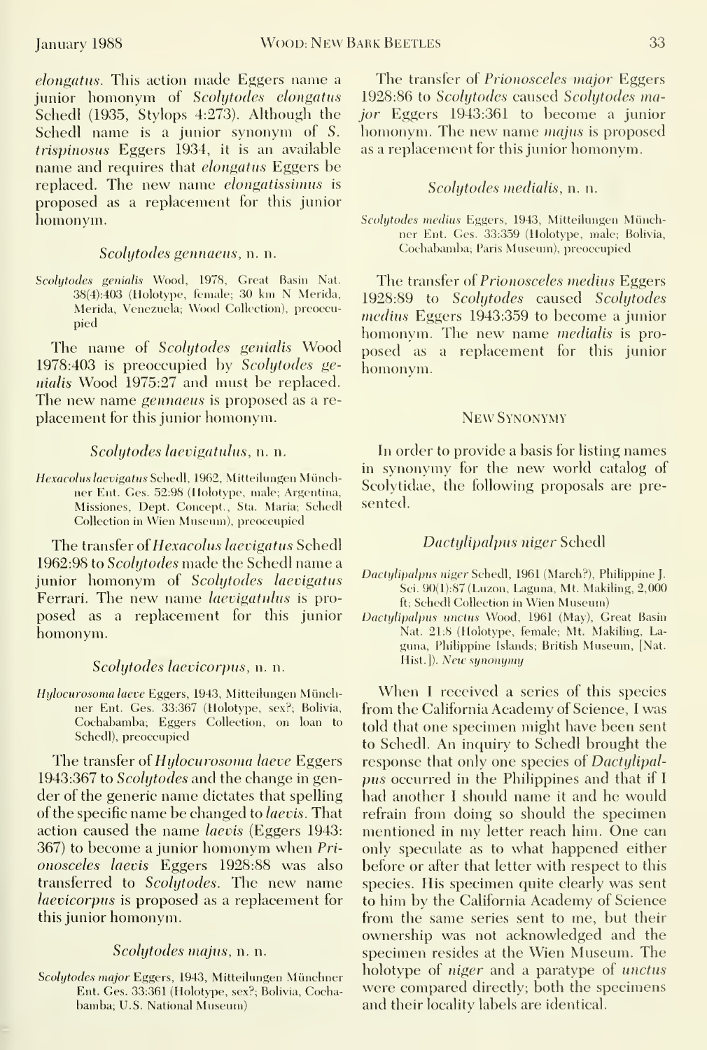*elongatus*. This action made Eggers name a junior homonym of *Scolytodes elongatus* Schedl (1935, Stylops 4:273). Although the Schedl name is a junior synonym of *S. trispinosus* Eggers 1934, it is an available name and requires that *elongatus* Eggers be replaced. The new name *elongatissimus* is proposed as a replacement for this junior homonym.

### *Scolytodes gennaeus*, n. n.

*Scolytodes genialis* Wood, 1978, Great Basin Nat. 38(4):403 (Holotype, female; 30 km N Merida, Merida, Venezuela; Wood Collection), preoccupied

The name of *Scolytodes genialis* Wood 1978:403 is preoccupied by *Scolytodes genialis* Wood 1975:27 and must be replaced. The new name *gennaeus* is proposed as a replacement for this junior homonym.

### *Scolytodes laevigatulus*, n. n.

*Hexacolus laevigatus* Schedl, 1962, Mitteilungen Münchner Ent. Ges. 52:98 (Holotype, male; Argentina, Missiones, Dept. Concept., Sta. Maria; Schedl Collection in Wien Museum), preoccupied

The transfer of *Hexacolus laevigatus* Schedl 1962:98 to *Scolytodes* made the Schedl name a junior homonym of *Scolytodes laevigatus* Ferrari. The new name *laevigatulus* is proposed as a replacement for this junior homonym.

### *Scolytodes laevicorpus*, n. n.

*Hylocurosoma laeve* Eggers, 1943, Mitteilungen Münchner Ent. Ges. 33:367 (Holotype, sex?; Bolivia, Cochabamba; Eggers Collection, on loan to Schedl), preoccupied

The transfer of *Hylocurosoma laeve* Eggers 1943:367 to *Scolytodes* and the change in gender of the generic name dictates that spelling of the specific name be changed to *laevis*. That action caused the name *laevis* (Eggers 1943: 367) to become a junior homonym when *Prionosceles laevis* Eggers 1928:88 was also transferred to *Scolytodes*. The new name *laevicorpus* is proposed as a replacement for this junior homonym.

### *Scolytodes majus*, n. n.

*Scolytodes major* Eggers, 1943, Mitteilungen Münchner Ent. Ges. 33:361 (Holotype, sex?; Bolivia, Cochabamba; U.S. National Museum)

The transfer of *Prionosceles major* Eggers 1928:86 to *Scolytodes* caused *Scolytodes major* Eggers 1943:361 to become a junior homonym. The new name *majus* is proposed as a replacement for this junior homonym.

### *Scolytodes medialis*, n. n.

*Scolytodes medius* Eggers, 1943, Mitteilungen Münchner Ent. Ges. 33:359 (Holotype, male; Bolivia, Cochabamba; Paris Museum), preoccupied

The transfer of *Prionosceles medius* Eggers 1928:89 to *Scolytodes* caused *Scolytodes medius* Eggers 1943:359 to become a junior homonym. The new name *medialis* is proposed as a replacement for this junior homonym.

## New Synonymy

In order to provide a basis for listing names in synonymy for the new world catalog of Scolytidae, the following proposals are presented.

### *Dactylipalpus niger* Schedl

*Dactylipalpus niger* Schedl, 1961 (March?), Philippine J. Sci. 90(1):87 (Luzon, Laguna, Mt. Makiling, 2,000 ft; Schedl Collection in Wien Museum)

*Dactylipalpus unctus* Wood, 1961 (May), Great Basin Nat. 21:8 (Holotype, female; Mt. Makiling, Laguna, Philippine Islands; British Museum, [Nat. Hist.]). *New synonymy*

When I received a series of this species from the California Academy of Science, I was told that one specimen might have been sent to Schedl. An inquiry to Schedl brought the response that only one species of *Dactylipalpus* occurred in the Philippines and that if I had another I should name it and he would refrain from doing so should the specimen mentioned in my letter reach him. One can only speculate as to what happened either before or after that letter with respect to this species. His specimen quite clearly was sent to him by the California Academy of Science from the same series sent to me, but their ownership was not acknowledged and the specimen resides at the Wien Museum. The holotype of *niger* and a paratype of *unctus* were compared directly; both the specimens and their locality labels are identical.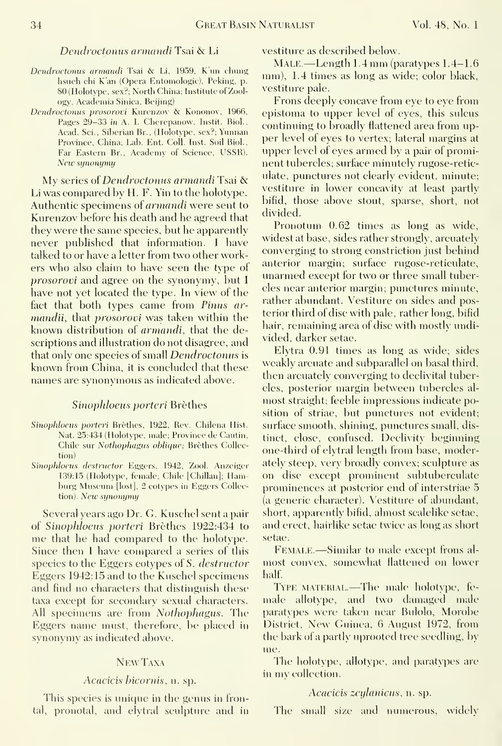*Dendroctonus armandi* Tsai & Li

*Dendroctonus armandi* Tsai & Li, 1959, K'un chung hsueh chi K'an (Opera Entomologic), Peking, p. 80 (Holotype, sex?; North China; Institute of Zoology, Academia Sinica, Beijing)

*Dendroctonus prosorovi* Kurenzov & Kononov, 1966, Pages 29–33 *in* A. I. Cherepanow, Instit. Biol., Acad. Sci., Siberian Br., (Holotype, sex?; Yunnan Province, China; Lab. Ent. Coll. Inst. Soil Biol., Far Eastern Br., Academy of Science, USSR). *New synonymy*

My series of *Dendroctonus armandi* Tsai & Li was compared by H. F. Yin to the holotype. Authentic specimens of *armandi* were sent to Kurenzov before his death and he agreed that they were the same species, but he apparently never published that information. I have talked to or have a letter from two other workers who also claim to have seen the type of *prosorovi* and agree on the synonymy, but I have not yet located the type. In view of the fact that both types came from *Pinus armandii*, that *prosorovi* was taken within the known distribution of *armandi*, that the descriptions and illustration do not disagree, and that only one species of small *Dendroctonus* is known from China, it is concluded that these names are synonymous as indicated above.

*Sinophloeus porteri* Brèthes

*Sinophloeus porteri* Brèthes, 1922, Rev. Chilena Hist. Nat. 25:434 (Holotype, male; Province de Cautin, Chile sur *Nothophagus oblique*; Brèthes Collection)

*Sinophloeus destructor* Eggers, 1942, Zool. Anzeiger 139:15 (Holotype, female; Chile [Chillan]; Hamburg Museum [lost], 2 cotypes in Eggers Collection). *New synonymy*

Several years ago Dr. G. Kuschel sent a pair of *Sinophloeus porteri* Brèthes 1922:434 to me that he had compared to the holotype. Since then I have compared a series of this species to the Eggers cotypes of *S. destructor* Eggers 1942:15 and to the Kuschel specimens and find no characters that distinguish these taxa except for secondary sexual characters. All specimens are from *Nothophagus*. The Eggers name must, therefore, be placed in synonymy as indicated above.

## New Taxa

### *Acacicis bicornis*, n. sp.

This species is unique in the genus in frontal, pronotal, and elytral sculpture and in vestiture as described below.

Male.—Length 1.4 mm (paratypes 1.4–1.6 mm), 1.4 times as long as wide; color black, vestiture pale.

Frons deeply concave from eye to eye from epistoma to upper level of eyes, this sulcus continuing to broadly flattened area from upper level of eyes to vertex; lateral margins at upper level of eyes armed by a pair of prominent tubercles; surface minutely rugose-reticulate, punctures not clearly evident, minute; vestiture in lower concavity at least partly bifid, those above stout, sparse, short, not divided.

Pronotum 0.62 times as long as wide, widest at base, sides rather strongly, arcuately converging to strong constriction just behind anterior margin; surface rugose-reticulate, unarmed except for two or three small tubercles near anterior margin; punctures minute, rather abundant. Vestiture on sides and posterior third of disc with pale, rather long, bifid hair, remaining area of disc with mostly undivided, darker setae.

Elytra 0.91 times as long as wide; sides weakly arcuate and subparallel on basal third, then arcuately converging to declivital tubercles, posterior margin between tubercles almost straight; feeble impressions indicate position of striae, but punctures not evident; surface smooth, shining, punctures small, distinct, close, confused. Declivity beginning one-third of elytral length from base, moderately steep, very broadly convex; sculpture as on disc except prominent subtuberculate prominences at posterior end of interstriae 5 (a generic character). Vestiture of abundant, short, apparently bifid, almost scalelike setae, and erect, hairlike setae twice as long as short setae.

Female.—Similar to male except frons almost convex, somewhat flattened on lower half.

Type material.—The male holotype, female allotype, and two damaged male paratypes were taken near Bulolo, Morobe District, New Guinea, 6 August 1972, from the bark of a partly uprooted tree seedling, by me.

The holotype, allotype, and paratypes are in my collection.

### *Acacicis zeylanicus*, n. sp.

The small size and numerous, widely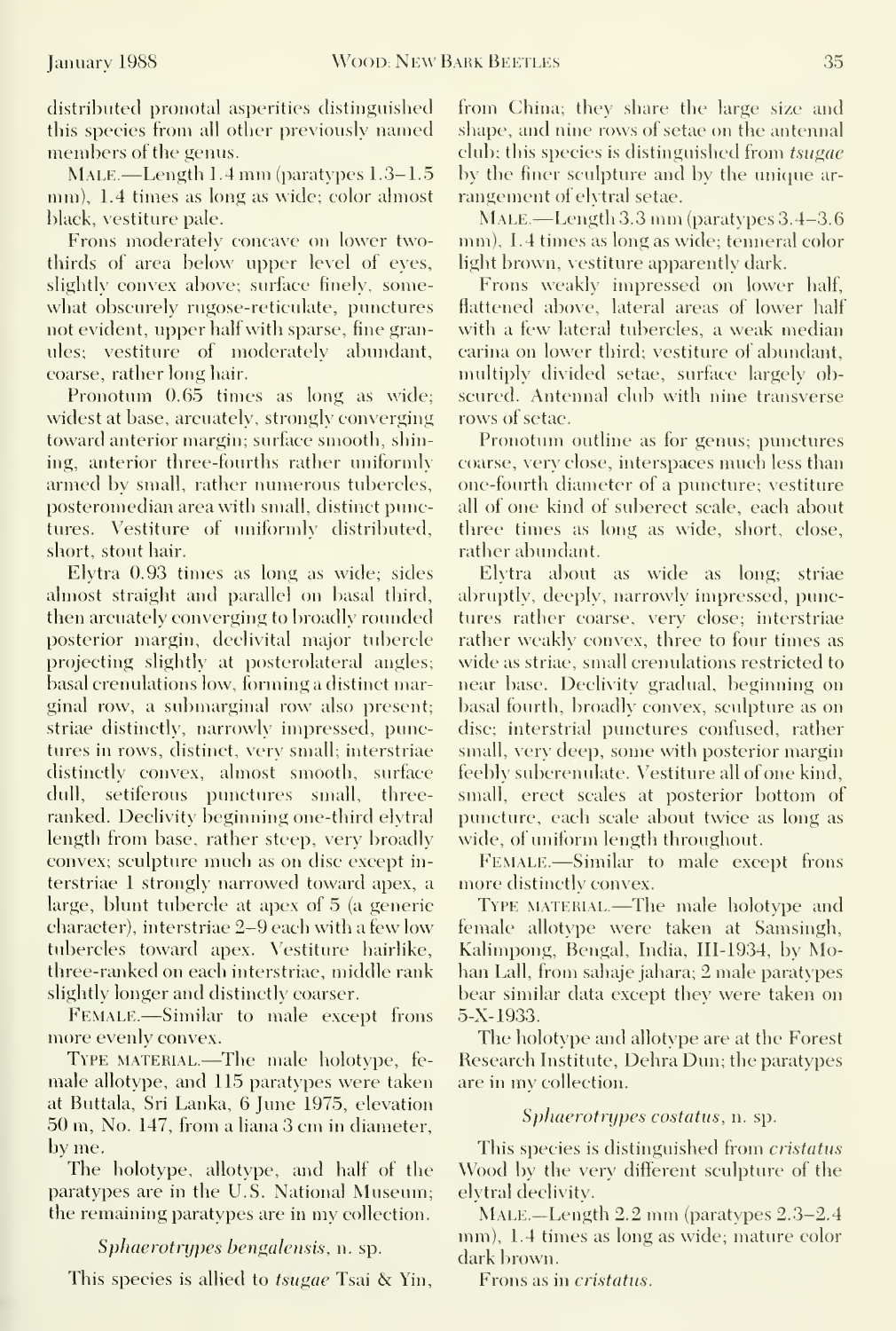distributed pronotal asperities distinguished this species from all other previously named members of the genus.

MALE.—Length 1.4 mm (paratypes 1.3–1.5 mm), 1.4 times as long as wide; color almost black, vestiture pale.

Frons moderately concave on lower two-thirds of area below upper level of eyes, slightly convex above; surface finely, somewhat obscurely rugose-reticulate, punctures not evident, upper half with sparse, fine granules; vestiture of moderately abundant, coarse, rather long hair.

Pronotum 0.65 times as long as wide; widest at base, arcuately, strongly converging toward anterior margin; surface smooth, shining, anterior three-fourths rather uniformly armed by small, rather numerous tubercles, posteromedian area with small, distinct punctures. Vestiture of uniformly distributed, short, stout hair.

Elytra 0.93 times as long as wide; sides almost straight and parallel on basal third, then arcuately converging to broadly rounded posterior margin, declivital major tubercle projecting slightly at posterolateral angles; basal crenulations low, forming a distinct marginal row, a submarginal row also present; striae distinctly, narrowly impressed, punctures in rows, distinct, very small; interstriae distinctly convex, almost smooth, surface dull, setiferous punctures small, three-ranked. Declivity beginning one-third elytral length from base, rather steep, very broadly convex; sculpture much as on disc except interstriae 1 strongly narrowed toward apex, a large, blunt tubercle at apex of 5 (a generic character), interstriae 2–9 each with a few low tubercles toward apex. Vestiture hairlike, three-ranked on each interstriae, middle rank slightly longer and distinctly coarser.

FEMALE.—Similar to male except frons more evenly convex.

TYPE MATERIAL.—The male holotype, female allotype, and 115 paratypes were taken at Buttala, Sri Lanka, 6 June 1975, elevation 50 m, No. 147, from a liana 3 cm in diameter, by me.

The holotype, allotype, and half of the paratypes are in the U.S. National Museum; the remaining paratypes are in my collection.

### *Sphaerotrypes bengalensis*, n. sp.

This species is allied to *tsugae* Tsai & Yin, from China; they share the large size and shape, and nine rows of setae on the antennal club; this species is distinguished from *tsugae* by the finer sculpture and by the unique arrangement of elytral setae.

MALE.—Length 3.3 mm (paratypes 3.4–3.6 mm), 1.4 times as long as wide; teneral color light brown, vestiture apparently dark.

Frons weakly impressed on lower half, flattened above, lateral areas of lower half with a few lateral tubercles, a weak median carina on lower third; vestiture of abundant, multiply divided setae, surface largely obscured. Antennal club with nine transverse rows of setae.

Pronotum outline as for genus; punctures coarse, very close, interspaces much less than one-fourth diameter of a puncture; vestiture all of one kind of suberect scale, each about three times as long as wide, short, close, rather abundant.

Elytra about as wide as long; striae abruptly, deeply, narrowly impressed, punctures rather coarse, very close; interstriae rather weakly convex, three to four times as wide as striae, small crenulations restricted to near base. Declivity gradual, beginning on basal fourth, broadly convex, sculpture as on disc; interstrial punctures confused, rather small, very deep, some with posterior margin feebly subcrenulate. Vestiture all of one kind, small, erect scales at posterior bottom of puncture, each scale about twice as long as wide, of uniform length throughout.

FEMALE.—Similar to male except frons more distinctly convex.

TYPE MATERIAL.—The male holotype and female allotype were taken at Samsingh, Kalimpong, Bengal, India, III-1934, by Mohan Lall, from sahaje jahara; 2 male paratypes bear similar data except they were taken on 5-X-1933.

The holotype and allotype are at the Forest Research Institute, Dehra Dun; the paratypes are in my collection.

### *Sphaerotrypes costatus*, n. sp.

This species is distinguished from *cristatus* Wood by the very different sculpture of the elytral declivity.

MALE.—Length 2.2 mm (paratypes 2.3–2.4 mm), 1.4 times as long as wide; mature color dark brown.

Frons as in *cristatus*.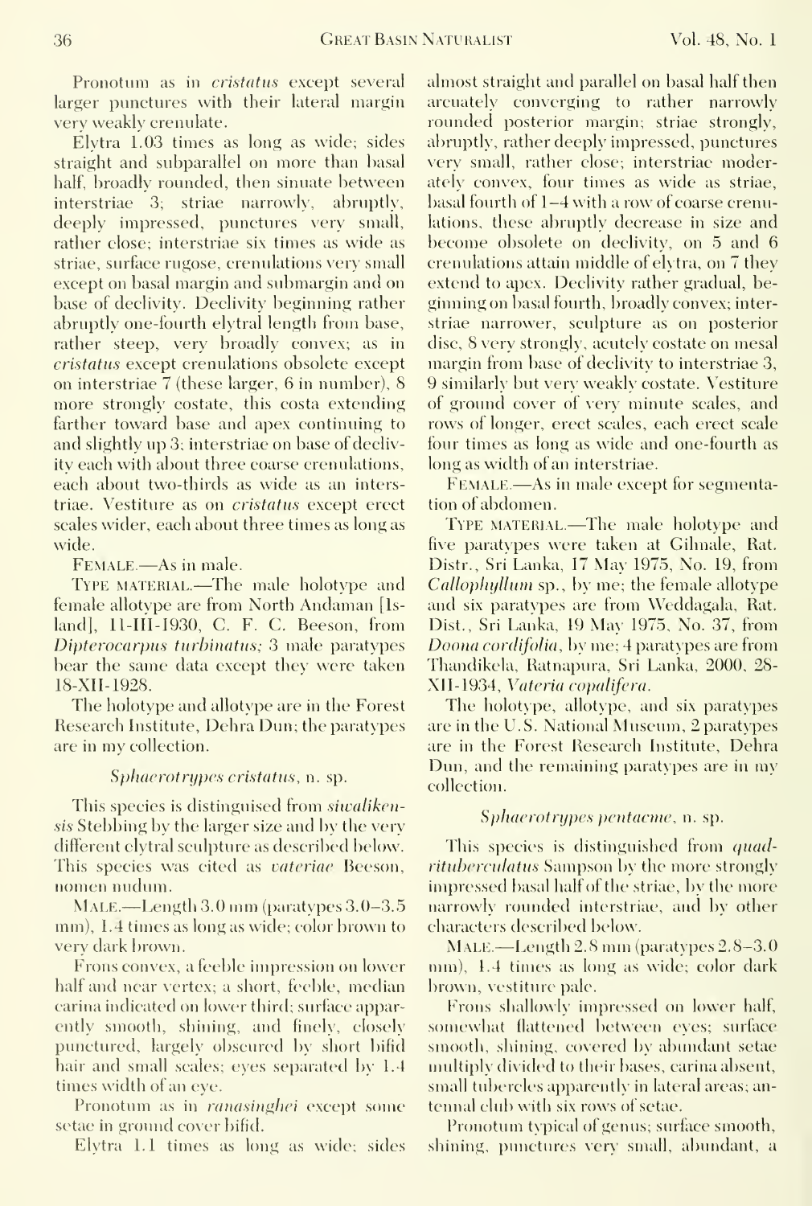Pronotum as in *cristatus* except several larger punctures with their lateral margin very weakly crenulate.

Elytra 1.03 times as long as wide; sides straight and subparallel on more than basal half, broadly rounded, then sinuate between interstriae 3; striae narrowly, abruptly, deeply impressed, punctures very small, rather close; interstriae six times as wide as striae, surface rugose, crenulations very small except on basal margin and submargin and on base of declivity. Declivity beginning rather abruptly one-fourth elytral length from base, rather steep, very broadly convex; as in *cristatus* except crenulations obsolete except on interstriae 7 (these larger, 6 in number), 8 more strongly costate, this costa extending farther toward base and apex continuing to and slightly up 3; interstriae on base of declivity each with about three coarse crenulations, each about two-thirds as wide as an interstriae. Vestiture as on *cristatus* except erect scales wider, each about three times as long as wide.

FEMALE.—As in male.

TYPE MATERIAL.—The male holotype and female allotype are from North Andaman [Island], 11-III-1930, C. F. C. Beeson, from *Dipterocarpus turbinatus;* 3 male paratypes bear the same data except they were taken 18-XII-1928.

The holotype and allotype are in the Forest Research Institute, Dehra Dun; the paratypes are in my collection.

### *Sphaerotrypes cristatus*, n. sp.

This species is distinguised from *siwalikensis* Stebbing by the larger size and by the very different elytral sculpture as described below. This species was cited as *vateriae* Beeson, nomen nudum.

MALE.—Length 3.0 mm (paratypes 3.0–3.5 mm), 1.4 times as long as wide; color brown to very dark brown.

Frons convex, a feeble impression on lower half and near vertex; a short, feeble, median carina indicated on lower third; surface apparently smooth, shining, and finely, closely punctured, largely obscured by short bifid hair and small scales; eyes separated by 1.4 times width of an eye.

Pronotum as in *ranasinghei* except some setae in ground cover bifid.

Elytra 1.1 times as long as wide; sides almost straight and parallel on basal half then arcuately converging to rather narrowly rounded posterior margin; striae strongly, abruptly, rather deeply impressed, punctures very small, rather close; interstriae moderately convex, four times as wide as striae, basal fourth of 1–4 with a row of coarse crenulations, these abruptly decrease in size and become obsolete on declivity, on 5 and 6 crenulations attain middle of elytra, on 7 they extend to apex. Declivity rather gradual, beginning on basal fourth, broadly convex; interstriae narrower, sculpture as on posterior disc, 8 very strongly, acutely costate on mesal margin from base of declivity to interstriae 3, 9 similarly but very weakly costate. Vestiture of ground cover of very minute scales, and rows of longer, erect scales, each erect scale four times as long as wide and one-fourth as long as width of an interstriae.

FEMALE.—As in male except for segmentation of abdomen.

TYPE MATERIAL.—The male holotype and five paratypes were taken at Gilmale, Rat. Distr., Sri Lanka, 17 May 1975, No. 19, from *Callophyllum* sp., by me; the female allotype and six paratypes are from Weddagala, Rat. Dist., Sri Lanka, 19 May 1975, No. 37, from *Doona cordifolia*, by me; 4 paratypes are from Thandikela, Ratnapura, Sri Lanka, 2000, 28-XII-1934, *Vateria copalifera*.

The holotype, allotype, and six paratypes are in the U.S. National Museum, 2 paratypes are in the Forest Research Institute, Dehra Dun, and the remaining paratypes are in my collection.

### *Sphaerotrypes pentacme*, n. sp.

This species is distinguished from *quadrituberculatus* Sampson by the more strongly impressed basal half of the striae, by the more narrowly rounded interstriae, and by other characters described below.

MALE.—Length 2.8 mm (paratypes 2.8–3.0 mm), 1.4 times as long as wide; color dark brown, vestiture pale.

Frons shallowly impressed on lower half, somewhat flattened between eyes; surface smooth, shining, covered by abundant setae multiply divided to their bases, carina absent, small tubercles apparently in lateral areas; antennal club with six rows of setae.

Pronotum typical of genus; surface smooth, shining, punctures very small, abundant, a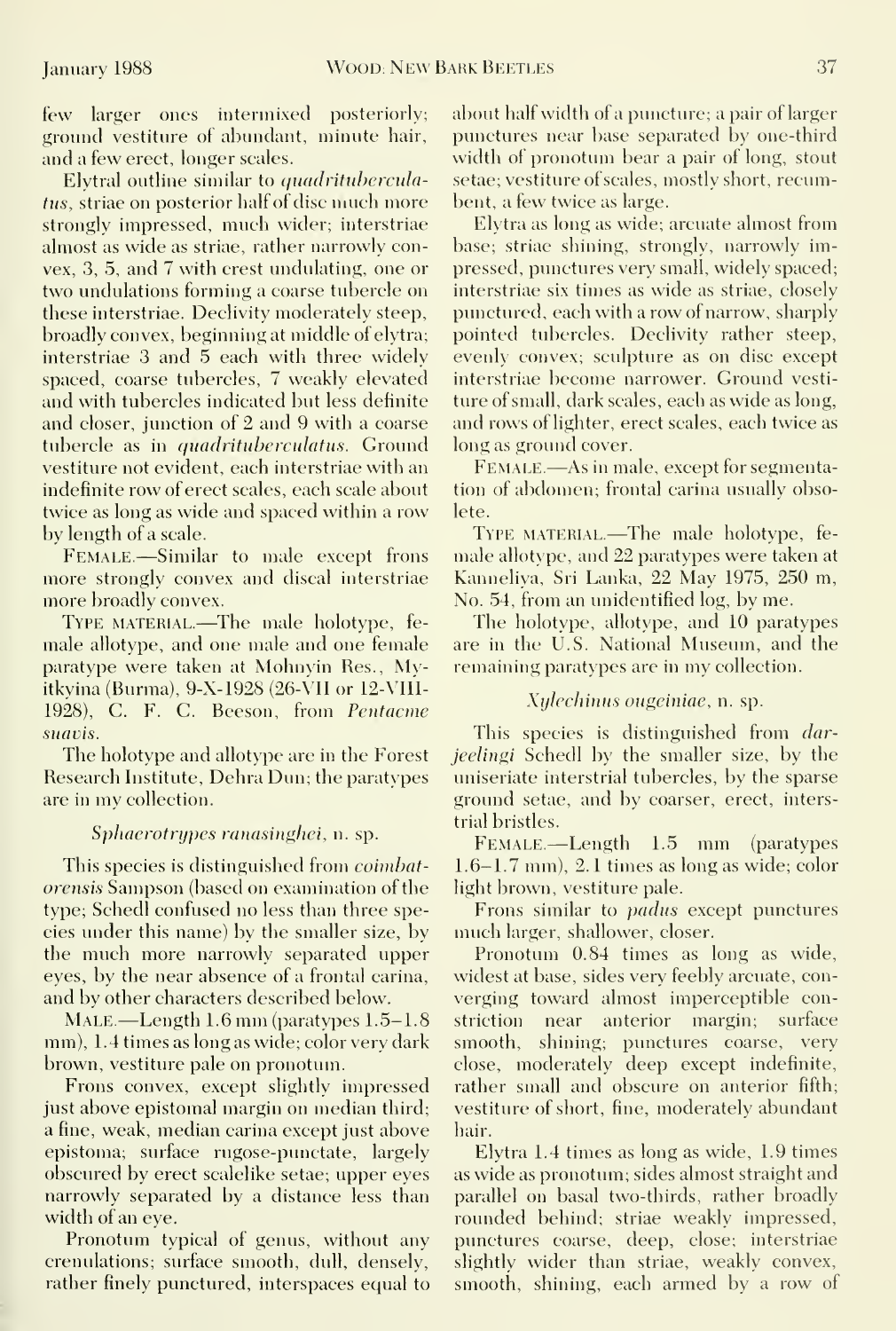few larger ones intermixed posteriorly; ground vestiture of abundant, minute hair, and a few erect, longer scales.

Elytral outline similar to *quadrituberculatus*, striae on posterior half of disc much more strongly impressed, much wider; interstriae almost as wide as striae, rather narrowly convex, 3, 5, and 7 with crest undulating, one or two undulations forming a coarse tubercle on these interstriae. Declivity moderately steep, broadly convex, beginning at middle of elytra; interstriae 3 and 5 each with three widely spaced, coarse tubercles, 7 weakly elevated and with tubercles indicated but less definite and closer, junction of 2 and 9 with a coarse tubercle as in *quadrituberculatus*. Ground vestiture not evident, each interstriae with an indefinite row of erect scales, each scale about twice as long as wide and spaced within a row by length of a scale.

FEMALE.—Similar to male except frons more strongly convex and discal interstriae more broadly convex.

TYPE MATERIAL.—The male holotype, female allotype, and one male and one female paratype were taken at Mohnyin Res., Myitkyina (Burma), 9-X-1928 (26-VII or 12-VIII-1928), C. F. C. Beeson, from *Pentacme suavis*.

The holotype and allotype are in the Forest Research Institute, Dehra Dun; the paratypes are in my collection.

### *Sphaerotrypes ranasinghei*, n. sp.

This species is distinguished from *coimbatorensis* Sampson (based on examination of the type; Schedl confused no less than three species under this name) by the smaller size, by the much more narrowly separated upper eyes, by the near absence of a frontal carina, and by other characters described below.

MALE.—Length 1.6 mm (paratypes 1.5–1.8 mm), 1.4 times as long as wide; color very dark brown, vestiture pale on pronotum.

Frons convex, except slightly impressed just above epistomal margin on median third; a fine, weak, median carina except just above epistoma; surface rugose-punctate, largely obscured by erect scalelike setae; upper eyes narrowly separated by a distance less than width of an eye.

Pronotum typical of genus, without any crenulations; surface smooth, dull, densely, rather finely punctured, interspaces equal to about half width of a puncture; a pair of larger punctures near base separated by one-third width of pronotum bear a pair of long, stout setae; vestiture of scales, mostly short, recumbent, a few twice as large.

Elytra as long as wide; arcuate almost from base; striae shining, strongly, narrowly impressed, punctures very small, widely spaced; interstriae six times as wide as striae, closely punctured, each with a row of narrow, sharply pointed tubercles. Declivity rather steep, evenly convex; sculpture as on disc except interstriae become narrower. Ground vestiture of small, dark scales, each as wide as long, and rows of lighter, erect scales, each twice as long as ground cover.

FEMALE.—As in male, except for segmentation of abdomen; frontal carina usually obsolete.

TYPE MATERIAL.—The male holotype, female allotype, and 22 paratypes were taken at Kanneliya, Sri Lanka, 22 May 1975, 250 m, No. 54, from an unidentified log, by me.

The holotype, allotype, and 10 paratypes are in the U.S. National Museum, and the remaining paratypes are in my collection.

### *Xylechinus ougeiniae*, n. sp.

This species is distinguished from *darjeelingi* Schedl by the smaller size, by the uniseriate interstrial tubercles, by the sparse ground setae, and by coarser, erect, interstrial bristles.

FEMALE.—Length 1.5 mm (paratypes 1.6–1.7 mm), 2.1 times as long as wide; color light brown, vestiture pale.

Frons similar to *padus* except punctures much larger, shallower, closer.

Pronotum 0.84 times as long as wide, widest at base, sides very feebly arcuate, converging toward almost imperceptible constriction near anterior margin; surface smooth, shining; punctures coarse, very close, moderately deep except indefinite, rather small and obscure on anterior fifth; vestiture of short, fine, moderately abundant hair.

Elytra 1.4 times as long as wide, 1.9 times as wide as pronotum; sides almost straight and parallel on basal two-thirds, rather broadly rounded behind; striae weakly impressed, punctures coarse, deep, close; interstriae slightly wider than striae, weakly convex, smooth, shining, each armed by a row of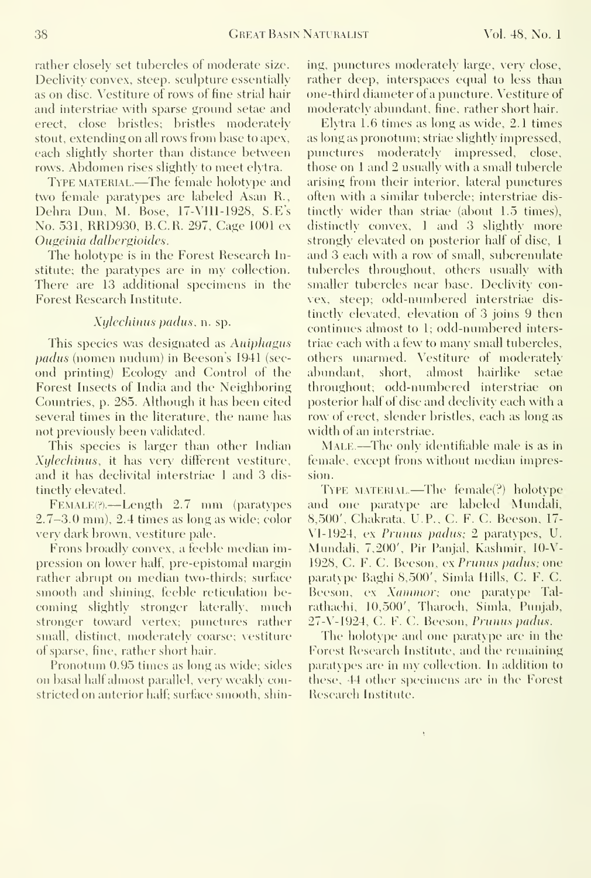rather closely set tubercles of moderate size. Declivity convex, steep, sculpture essentially as on disc. Vestiture of rows of fine strial hair and interstriae with sparse ground setae and erect, close bristles; bristles moderately stout, extending on all rows from base to apex, each slightly shorter than distance between rows. Abdomen rises slightly to meet elytra.

TYPE MATERIAL.—The female holotype and two female paratypes are labeled Asan R., Dehra Dun, M. Bose, 17-VIII-1928, S.E's No. 531, RRD930, B.C.R. 297, Cage 1001 ex *Ougeinia dalbergioides*.

The holotype is in the Forest Research Institute; the paratypes are in my collection. There are 13 additional specimens in the Forest Research Institute.

### *Xylechinus padus*, n. sp.

This species was designated as *Auiphagus padus* (nomen nudum) in Beeson's 1941 (second printing) Ecology and Control of the Forest Insects of India and the Neighboring Countries, p. 285. Although it has been cited several times in the literature, the name has not previously been validated.

This species is larger than other Indian *Xylechinus*, it has very different vestiture, and it has declivital interstriae 1 and 3 distinctly elevated.

FEMALE(?).—Length 2.7 mm (paratypes 2.7–3.0 mm), 2.4 times as long as wide; color very dark brown, vestiture pale.

Frons broadly convex, a feeble median impression on lower half, pre-epistomal margin rather abrupt on median two-thirds; surface smooth and shining, feeble reticulation becoming slightly stronger laterally, much stronger toward vertex; punctures rather small, distinct, moderately coarse; vestiture of sparse, fine, rather short hair.

Pronotum 0.95 times as long as wide; sides on basal half almost parallel, very weakly constricted on anterior half; surface smooth, shining, punctures moderately large, very close, rather deep, interspaces equal to less than one-third diameter of a puncture. Vestiture of moderately abundant, fine, rather short hair.

Elytra 1.6 times as long as wide, 2.1 times as long as pronotum; striae slightly impressed, punctures moderately impressed, close, those on 1 and 2 usually with a small tubercle arising from their interior, lateral punctures often with a similar tubercle; interstriae distinctly wider than striae (about 1.5 times), distinctly convex, 1 and 3 slightly more strongly elevated on posterior half of disc, 1 and 3 each with a row of small, subcrenulate tubercles throughout, others usually with smaller tubercles near base. Declivity convex, steep; odd-numbered interstriae distinctly elevated, elevation of 3 joins 9 then continues almost to 1; odd-numbered interstriae each with a few to many small tubercles, others unarmed. Vestiture of moderately abundant, short, almost hairlike setae throughout; odd-numbered interstriae on posterior half of disc and declivity each with a row of erect, slender bristles, each as long as width of an interstriae.

MALE.—The only identifiable male is as in female, except frons without median impression.

TYPE MATERIAL.—The female(?) holotype and one paratype are labeled Mundali, 8,500′, Chakrata, U.P., C. F. C. Beeson, 17-VI-1924, ex *Prunus padus*; 2 paratypes, U. Mundali, 7,200′, Pir Panjal, Kashmir, 10-V-1928, C. F. C. Beeson, ex *Prunus padus*; one paratype Baghi 8,500′, Simla Hills, C. F. C. Beeson, ex *Xanmor*; one paratype Talrathachi, 10,500′, Tharoch, Simla, Punjab, 27-V-1924, C. F. C. Beeson, *Prunus padus*.

The holotype and one paratype are in the Forest Research Institute, and the remaining paratypes are in my collection. In addition to these, 44 other specimens are in the Forest Research Institute.